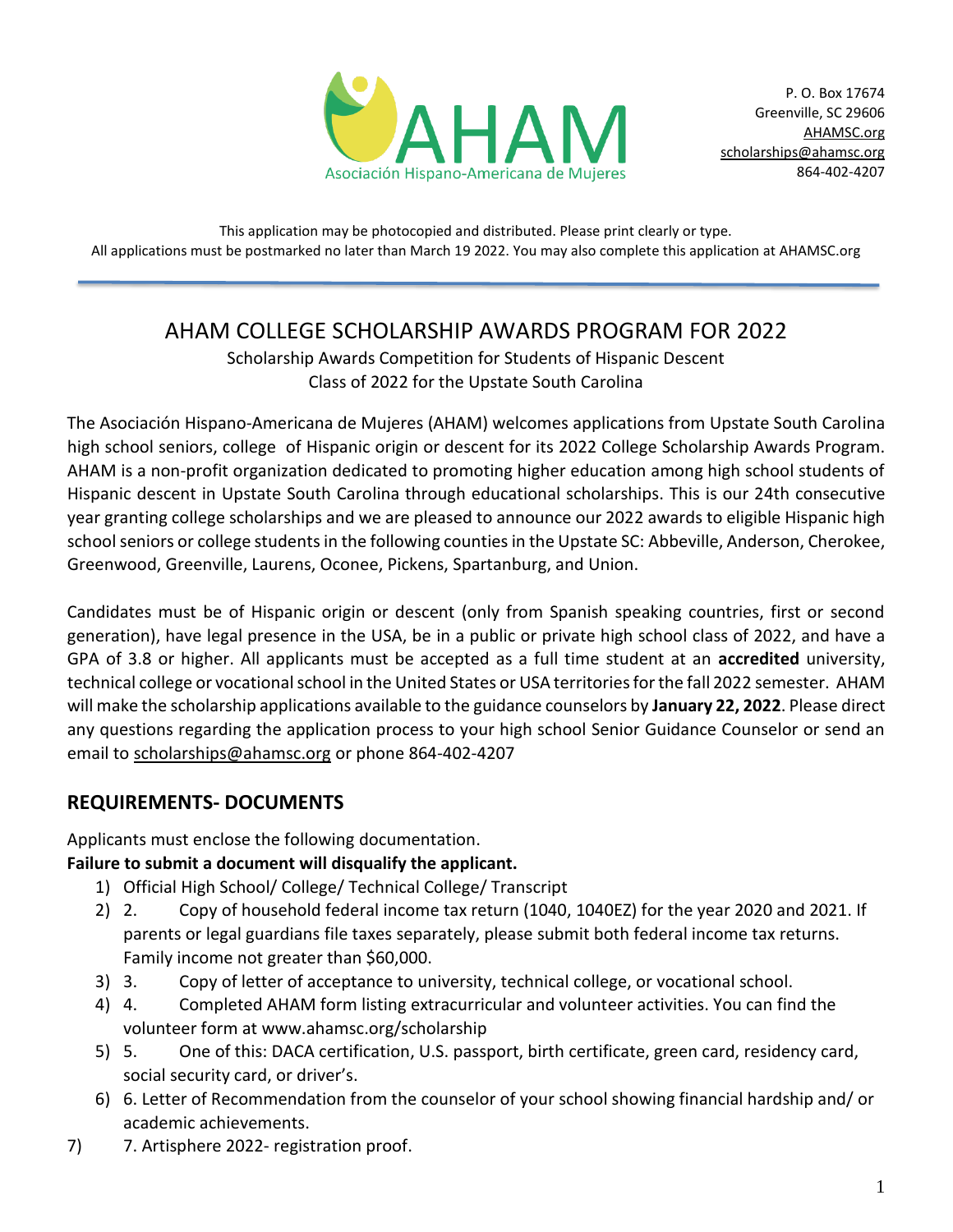AHAM

Asociación Hispano-Americana de Mujeres

P. O. Box 17674
Greenville, SC 29606
AHAMSC.org
scholarships@ahamsc.org
864-402-4207

This application may be photocopied and distributed. Please print clearly or type.
All applications must be postmarked no later than March 19 2022. You may also complete this application at AHAMSC.org

---

# AHAM COLLEGE SCHOLARSHIP AWARDS PROGRAM FOR 2022

Scholarship Awards Competition for Students of Hispanic Descent
Class of 2022 for the Upstate South Carolina

The Asociación Hispano-Americana de Mujeres (AHAM) welcomes applications from Upstate South Carolina high school seniors, college of Hispanic origin or descent for its 2022 College Scholarship Awards Program. AHAM is a non-profit organization dedicated to promoting higher education among high school students of Hispanic descent in Upstate South Carolina through educational scholarships. This is our 24th consecutive year granting college scholarships and we are pleased to announce our 2022 awards to eligible Hispanic high school seniors or college students in the following counties in the Upstate SC: Abbeville, Anderson, Cherokee, Greenwood, Greenville, Laurens, Oconee, Pickens, Spartanburg, and Union.

Candidates must be of Hispanic origin or descent (only from Spanish speaking countries, first or second generation), have legal presence in the USA, be in a public or private high school class of 2022, and have a GPA of 3.8 or higher. All applicants must be accepted as a full time student at an **accredited** university, technical college or vocational school in the United States or USA territories for the fall 2022 semester. AHAM will make the scholarship applications available to the guidance counselors by **January 22, 2022**. Please direct any questions regarding the application process to your high school Senior Guidance Counselor or send an email to scholarships@ahamsc.org or phone 864-402-4207

## REQUIREMENTS- DOCUMENTS

Applicants must enclose the following documentation.

**Failure to submit a document will disqualify the applicant.**

1) Official High School/ College/ Technical College/ Transcript
2) 2. Copy of household federal income tax return (1040, 1040EZ) for the year 2020 and 2021. If parents or legal guardians file taxes separately, please submit both federal income tax returns. Family income not greater than $60,000.
3) 3. Copy of letter of acceptance to university, technical college, or vocational school.
4) 4. Completed AHAM form listing extracurricular and volunteer activities. You can find the volunteer form at www.ahamsc.org/scholarship
5) 5. One of this: DACA certification, U.S. passport, birth certificate, green card, residency card, social security card, or driver's.
6) 6. Letter of Recommendation from the counselor of your school showing financial hardship and/ or academic achievements.
7) 7. Artisphere 2022- registration proof.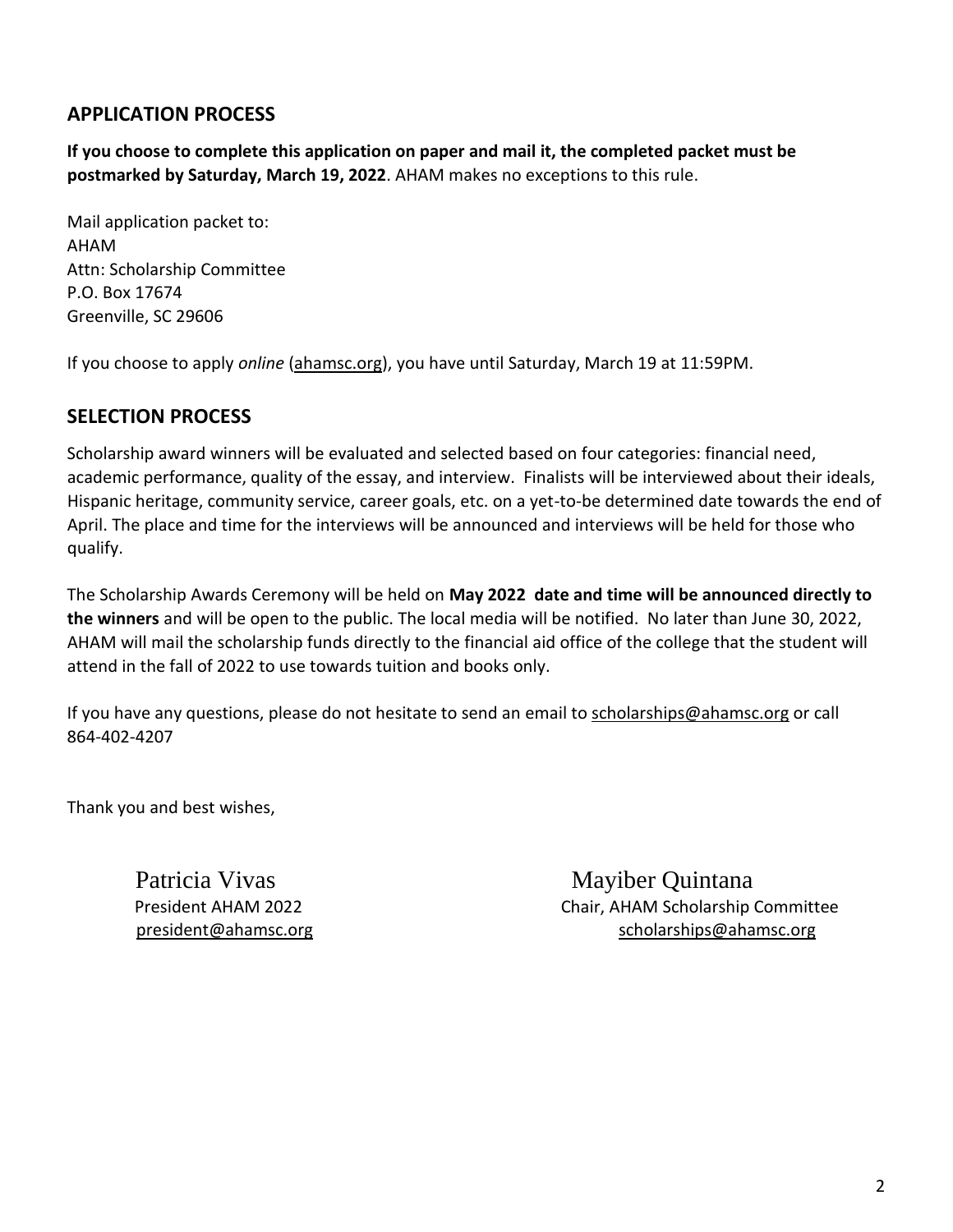## APPLICATION PROCESS

**If you choose to complete this application on paper and mail it, the completed packet must be postmarked by Saturday, March 19, 2022**. AHAM makes no exceptions to this rule.

Mail application packet to:
AHAM
Attn: Scholarship Committee
P.O. Box 17674
Greenville, SC 29606

If you choose to apply *online* (ahamsc.org), you have until Saturday, March 19 at 11:59PM.

## SELECTION PROCESS

Scholarship award winners will be evaluated and selected based on four categories: financial need, academic performance, quality of the essay, and interview. Finalists will be interviewed about their ideals, Hispanic heritage, community service, career goals, etc. on a yet-to-be determined date towards the end of April. The place and time for the interviews will be announced and interviews will be held for those who qualify.

The Scholarship Awards Ceremony will be held on **May 2022 date and time will be announced directly to the winners** and will be open to the public. The local media will be notified. No later than June 30, 2022, AHAM will mail the scholarship funds directly to the financial aid office of the college that the student will attend in the fall of 2022 to use towards tuition and books only.

If you have any questions, please do not hesitate to send an email to scholarships@ahamsc.org or call 864-402-4207

Thank you and best wishes,

Patricia Vivas
President AHAM 2022
president@ahamsc.org

Mayiber Quintana
Chair, AHAM Scholarship Committee
scholarships@ahamsc.org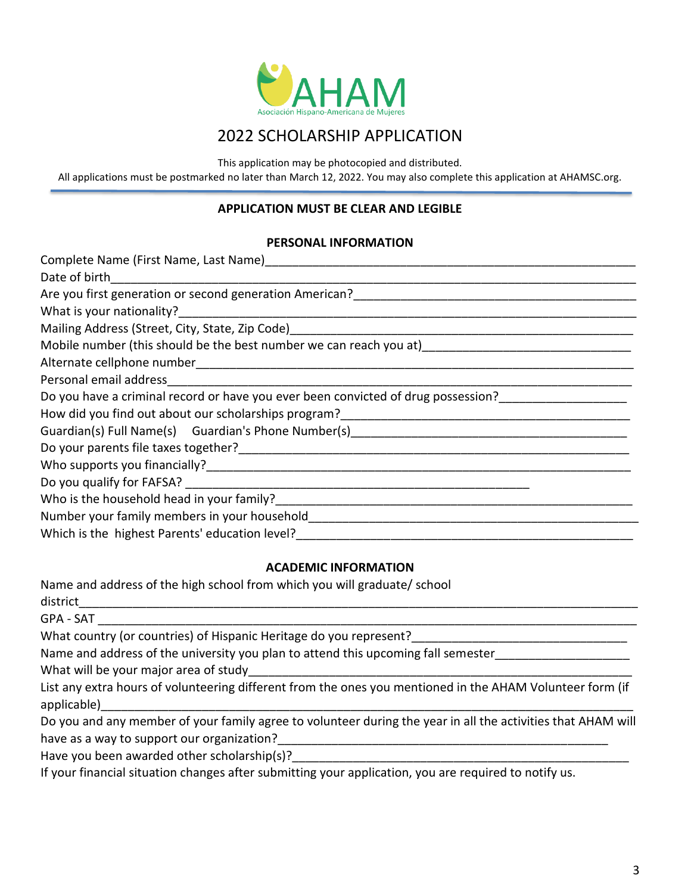AHAM

Asociación Hispano-Americana de Mujeres

# 2022 SCHOLARSHIP APPLICATION

This application may be photocopied and distributed.

All applications must be postmarked no later than March 12, 2022. You may also complete this application at AHAMSC.org.

**APPLICATION MUST BE CLEAR AND LEGIBLE**

## PERSONAL INFORMATION

Complete Name (First Name, Last Name)_______________________________________________________

Date of birth_______________________________________________________________________

Are you first generation or second generation American?_______________________________________

What is your nationality?_______________________________________________________________

Mailing Address (Street, City, State, Zip Code)_____________________________________________

Mobile number (this should be the best number we can reach you at)___________________________

Alternate cellphone number_____________________________________________________________

Personal email address_________________________________________________________________

Do you have a criminal record or have you ever been convicted of drug possession?_________________

How did you find out about our scholarships program?_______________________________________

Guardian(s) Full Name(s)    Guardian's Phone Number(s)_____________________________________

Do your parents file taxes together?______________________________________________________

Who supports you financially?___________________________________________________________

Do you qualify for FAFSA? ______________________________________________

Who is the household head in your family?_________________________________________________

Number your family members in your household____________________________________________

Which is the highest Parents' education level?______________________________________________

## ACADEMIC INFORMATION

Name and address of the high school from which you will graduate/ school district_________________________________________________________________________

GPA - SAT ___________________________________________________________________________

What country (or countries) of Hispanic Heritage do you represent?_____________________________

Name and address of the university you plan to attend this upcoming fall semester__________________

What will be your major area of study_____________________________________________________

List any extra hours of volunteering different from the ones you mentioned in the AHAM Volunteer form (if applicable)__________________________________________________________________________

Do you and any member of your family agree to volunteer during the year in all the activities that AHAM will have as a way to support our organization?_________________________________________________

Have you been awarded other scholarship(s)?_______________________________________________

If your financial situation changes after submitting your application, you are required to notify us.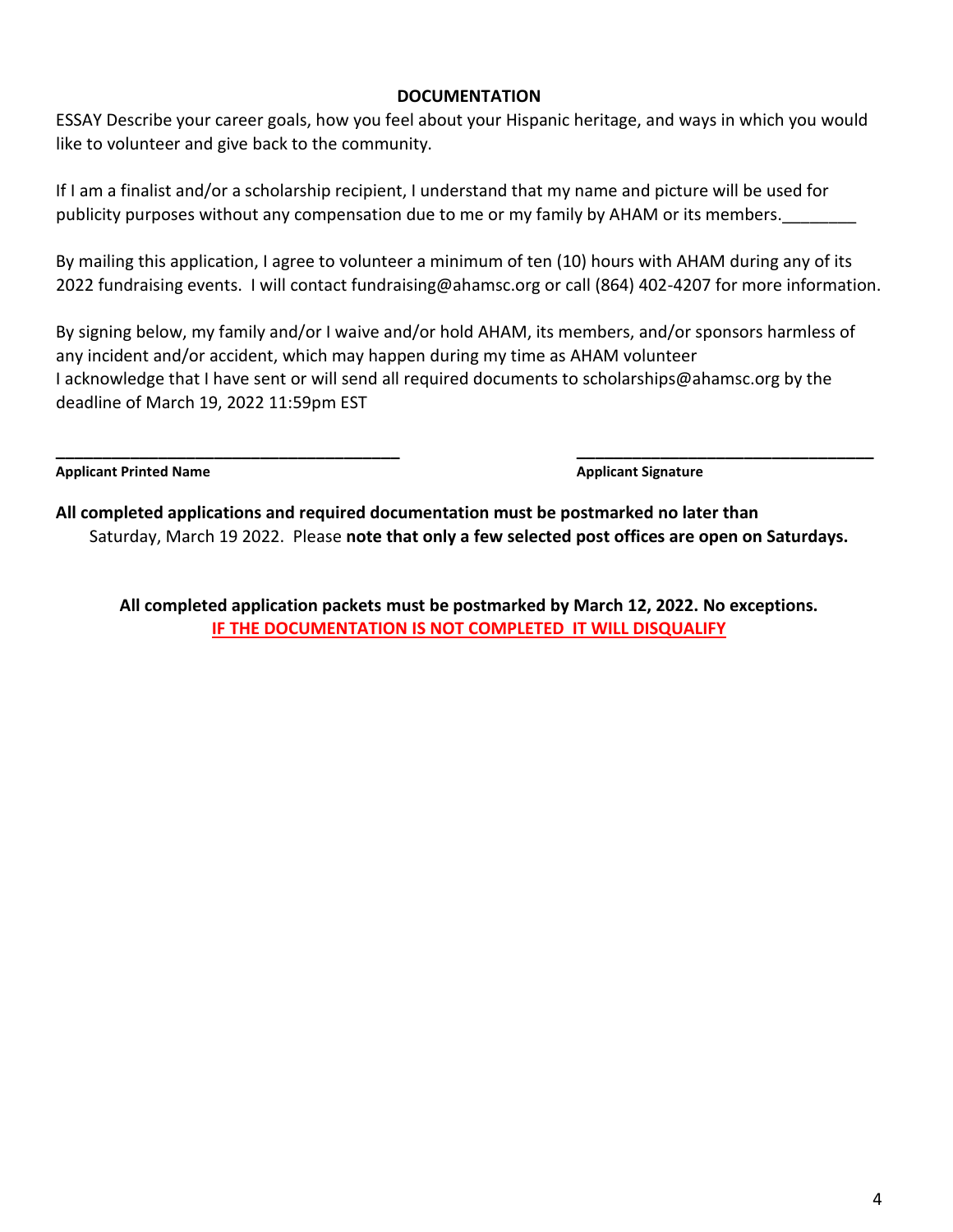## DOCUMENTATION

ESSAY Describe your career goals, how you feel about your Hispanic heritage, and ways in which you would like to volunteer and give back to the community.

If I am a finalist and/or a scholarship recipient, I understand that my name and picture will be used for publicity purposes without any compensation due to me or my family by AHAM or its members.________

By mailing this application, I agree to volunteer a minimum of ten (10) hours with AHAM during any of its 2022 fundraising events. I will contact fundraising@ahamsc.org or call (864) 402-4207 for more information.

By signing below, my family and/or I waive and/or hold AHAM, its members, and/or sponsors harmless of any incident and/or accident, which may happen during my time as AHAM volunteer
I acknowledge that I have sent or will send all required documents to scholarships@ahamsc.org by the deadline of March 19, 2022 11:59pm EST

______________________________________ **Applicant Printed Name**

__________________________________ **Applicant Signature**

**All completed applications and required documentation must be postmarked no later than** Saturday, March 19 2022. Please **note that only a few selected post offices are open on Saturdays.**

**All completed application packets must be postmarked by March 12, 2022. No exceptions.**
**IF THE DOCUMENTATION IS NOT COMPLETED IT WILL DISQUALIFY**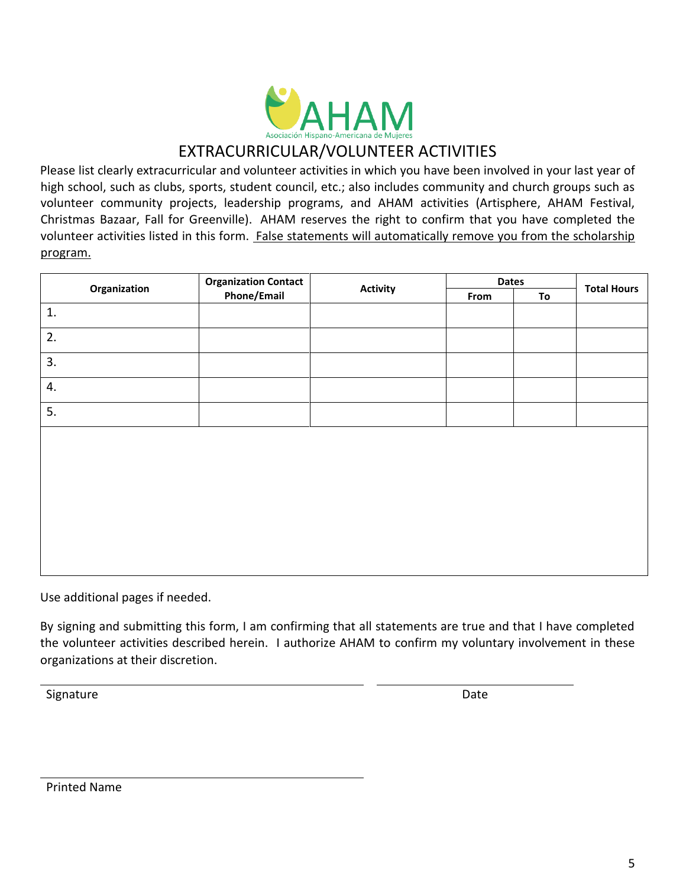AHAM

Asociación Hispano-Americana de Mujeres

# EXTRACURRICULAR/VOLUNTEER ACTIVITIES

Please list clearly extracurricular and volunteer activities in which you have been involved in your last year of high school, such as clubs, sports, student council, etc.; also includes community and church groups such as volunteer community projects, leadership programs, and AHAM activities (Artisphere, AHAM Festival, Christmas Bazaar, Fall for Greenville). AHAM reserves the right to confirm that you have completed the volunteer activities listed in this form. False statements will automatically remove you from the scholarship program.

| Organization | Organization Contact Phone/Email | Activity | Dates | | Total Hours |
|---|---|---|---|---|---|
| | | | From | To | |
| 1. | | | | | |
| 2. | | | | | |
| 3. | | | | | |
| 4. | | | | | |
| 5. | | | | | |

Use additional pages if needed.

By signing and submitting this form, I am confirming that all statements are true and that I have completed the volunteer activities described herein. I authorize AHAM to confirm my voluntary involvement in these organizations at their discretion.

Signature ______________________________ Date ______________________

Printed Name ______________________________